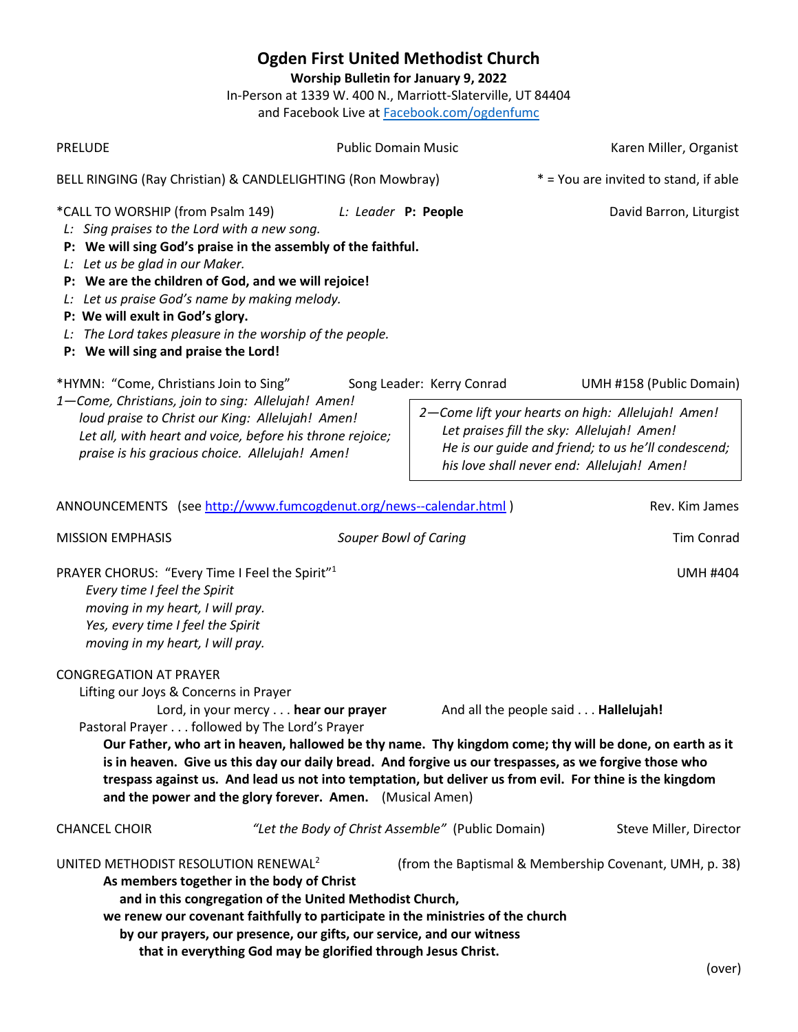# Ogden First United Methodist Church

**Worship Bulletin for January 9, 2022**

In-Person at 1339 W. 400 N., Marriott-Slaterville, UT 84404
and Facebook Live at [Facebook.com/ogdenfumc](Facebook.com/ogdenfumc)

PRELUDE — Public Domain Music — Karen Miller, Organist

BELL RINGING (Ray Christian) & CANDLELIGHTING (Ron Mowbray) — * = You are invited to stand, if able

*CALL TO WORSHIP (from Psalm 149) — *L: Leader* **P: People** — David Barron, Liturgist

*L: Sing praises to the Lord with a new song.*
**P: We will sing God's praise in the assembly of the faithful.**
*L: Let us be glad in our Maker.*
**P: We are the children of God, and we will rejoice!**
*L: Let us praise God's name by making melody.*
**P: We will exult in God's glory.**
*L: The Lord takes pleasure in the worship of the people.*
**P: We will sing and praise the Lord!**

*HYMN: "Come, Christians Join to Sing" — Song Leader: Kerry Conrad — UMH #158 (Public Domain)

*1—Come, Christians, join to sing: Allelujah! Amen!*
*loud praise to Christ our King: Allelujah! Amen!*
*Let all, with heart and voice, before his throne rejoice;*
*praise is his gracious choice. Allelujah! Amen!*

*2—Come lift your hearts on high: Allelujah! Amen!*
*Let praises fill the sky: Allelujah! Amen!*
*He is our guide and friend; to us he'll condescend;*
*his love shall never end: Allelujah! Amen!*

ANNOUNCEMENTS (see [http://www.fumcogdenut.org/news--calendar.html](http://www.fumcogdenut.org/news--calendar.html) ) — Rev. Kim James

MISSION EMPHASIS — *Souper Bowl of Caring* — Tim Conrad

PRAYER CHORUS: "Every Time I Feel the Spirit"[1] — UMH #404

*Every time I feel the Spirit*
*moving in my heart, I will pray.*
*Yes, every time I feel the Spirit*
*moving in my heart, I will pray.*

CONGREGATION AT PRAYER

Lifting our Joys & Concerns in Prayer

Lord, in your mercy . . . **hear our prayer** — And all the people said . . . **Hallelujah!**

Pastoral Prayer . . . followed by The Lord's Prayer

**Our Father, who art in heaven, hallowed be thy name. Thy kingdom come; thy will be done, on earth as it is in heaven. Give us this day our daily bread. And forgive us our trespasses, as we forgive those who trespass against us. And lead us not into temptation, but deliver us from evil. For thine is the kingdom and the power and the glory forever. Amen.** (Musical Amen)

CHANCEL CHOIR — *"Let the Body of Christ Assemble"* (Public Domain) — Steve Miller, Director

UNITED METHODIST RESOLUTION RENEWAL[2] — (from the Baptismal & Membership Covenant, UMH, p. 38)

**As members together in the body of Christ**
**and in this congregation of the United Methodist Church,**
**we renew our covenant faithfully to participate in the ministries of the church**
**by our prayers, our presence, our gifts, our service, and our witness**
**that in everything God may be glorified through Jesus Christ.**

(over)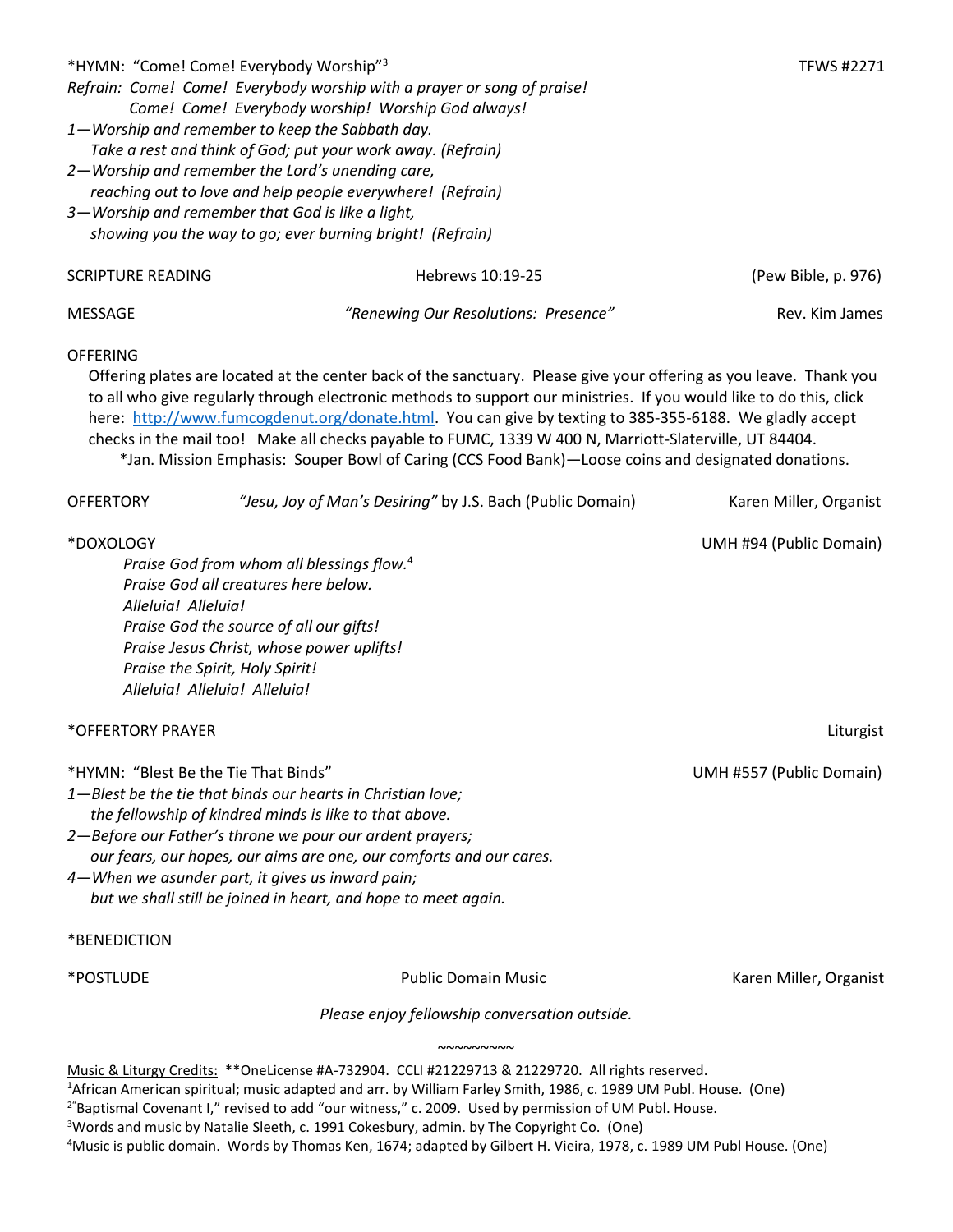*HYMN: "Come! Come! Everybody Worship"[3] TFWS #2271

*Refrain: Come! Come! Everybody worship with a prayer or song of praise!*
*Come! Come! Everybody worship! Worship God always!*

*1—Worship and remember to keep the Sabbath day.*
*Take a rest and think of God; put your work away. (Refrain)*

*2—Worship and remember the Lord's unending care,*
*reaching out to love and help people everywhere! (Refrain)*

*3—Worship and remember that God is like a light,*
*showing you the way to go; ever burning bright! (Refrain)*

SCRIPTURE READING Hebrews 10:19-25 (Pew Bible, p. 976)

MESSAGE *"Renewing Our Resolutions: Presence"* Rev. Kim James

OFFERING

Offering plates are located at the center back of the sanctuary. Please give your offering as you leave. Thank you to all who give regularly through electronic methods to support our ministries. If you would like to do this, click here: http://www.fumcogdenut.org/donate.html. You can give by texting to 385-355-6188. We gladly accept checks in the mail too! Make all checks payable to FUMC, 1339 W 400 N, Marriott-Slaterville, UT 84404.

*Jan. Mission Emphasis: Souper Bowl of Caring (CCS Food Bank)—Loose coins and designated donations.

OFFERTORY *"Jesu, Joy of Man's Desiring"* by J.S. Bach (Public Domain) Karen Miller, Organist

*DOXOLOGY UMH #94 (Public Domain)

*Praise God from whom all blessings flow.*[4]
*Praise God all creatures here below.*
*Alleluia! Alleluia!*
*Praise God the source of all our gifts!*
*Praise Jesus Christ, whose power uplifts!*
*Praise the Spirit, Holy Spirit!*
*Alleluia! Alleluia! Alleluia!*

*OFFERTORY PRAYER Liturgist

*HYMN: "Blest Be the Tie That Binds" UMH #557 (Public Domain)

*1—Blest be the tie that binds our hearts in Christian love;*
*the fellowship of kindred minds is like to that above.*

*2—Before our Father's throne we pour our ardent prayers;*
*our fears, our hopes, our aims are one, our comforts and our cares.*

*4—When we asunder part, it gives us inward pain;*
*but we shall still be joined in heart, and hope to meet again.*

*BENEDICTION

*POSTLUDE Public Domain Music Karen Miller, Organist

*Please enjoy fellowship conversation outside.*

~~~~~~~~~

Music & Liturgy Credits: **OneLicense #A-732904. CCLI #21229713 & 21229720. All rights reserved.

[1]African American spiritual; music adapted and arr. by William Farley Smith, 1986, c. 1989 UM Publ. House. (One)

[2]"Baptismal Covenant I," revised to add "our witness," c. 2009. Used by permission of UM Publ. House.

[3]Words and music by Natalie Sleeth, c. 1991 Cokesbury, admin. by The Copyright Co. (One)

[4]Music is public domain. Words by Thomas Ken, 1674; adapted by Gilbert H. Vieira, 1978, c. 1989 UM Publ House. (One)